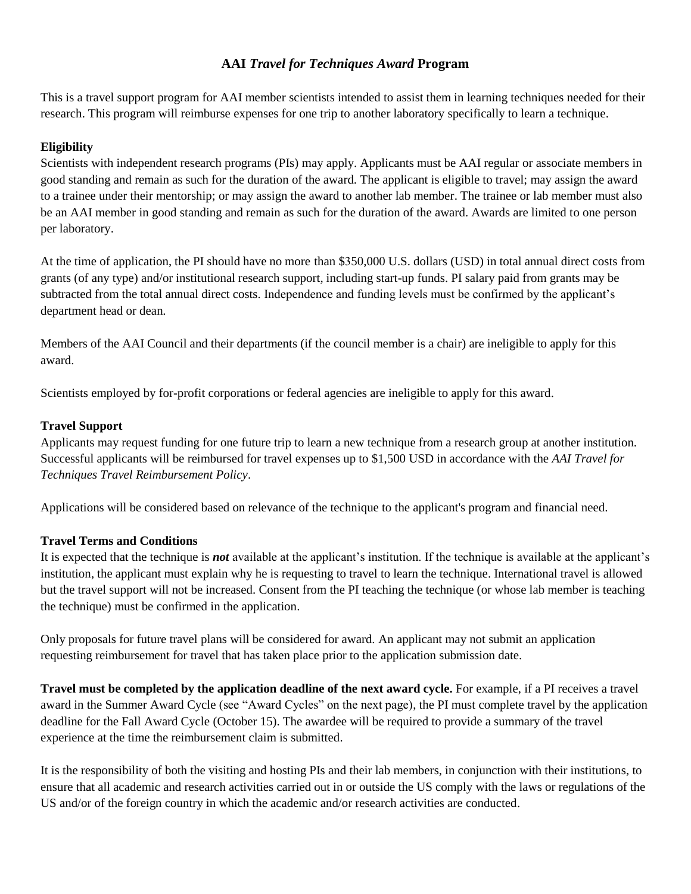# AAI *Travel for Techniques Award* Program

This is a travel support program for AAI member scientists intended to assist them in learning techniques needed for their research. This program will reimburse expenses for one trip to another laboratory specifically to learn a technique.

### Eligibility

Scientists with independent research programs (PIs) may apply. Applicants must be AAI regular or associate members in good standing and remain as such for the duration of the award. The applicant is eligible to travel; may assign the award to a trainee under their mentorship; or may assign the award to another lab member. The trainee or lab member must also be an AAI member in good standing and remain as such for the duration of the award. Awards are limited to one person per laboratory.

At the time of application, the PI should have no more than $350,000 U.S. dollars (USD) in total annual direct costs from grants (of any type) and/or institutional research support, including start-up funds. PI salary paid from grants may be subtracted from the total annual direct costs. Independence and funding levels must be confirmed by the applicant's department head or dean.

Members of the AAI Council and their departments (if the council member is a chair) are ineligible to apply for this award.

Scientists employed by for-profit corporations or federal agencies are ineligible to apply for this award.

### Travel Support

Applicants may request funding for one future trip to learn a new technique from a research group at another institution. Successful applicants will be reimbursed for travel expenses up to $1,500 USD in accordance with the *AAI Travel for Techniques Travel Reimbursement Policy*.

Applications will be considered based on relevance of the technique to the applicant's program and financial need.

### Travel Terms and Conditions

It is expected that the technique is ***not*** available at the applicant's institution. If the technique is available at the applicant's institution, the applicant must explain why he is requesting to travel to learn the technique. International travel is allowed but the travel support will not be increased. Consent from the PI teaching the technique (or whose lab member is teaching the technique) must be confirmed in the application.

Only proposals for future travel plans will be considered for award. An applicant may not submit an application requesting reimbursement for travel that has taken place prior to the application submission date.

**Travel must be completed by the application deadline of the next award cycle.** For example, if a PI receives a travel award in the Summer Award Cycle (see "Award Cycles" on the next page), the PI must complete travel by the application deadline for the Fall Award Cycle (October 15). The awardee will be required to provide a summary of the travel experience at the time the reimbursement claim is submitted.

It is the responsibility of both the visiting and hosting PIs and their lab members, in conjunction with their institutions, to ensure that all academic and research activities carried out in or outside the US comply with the laws or regulations of the US and/or of the foreign country in which the academic and/or research activities are conducted.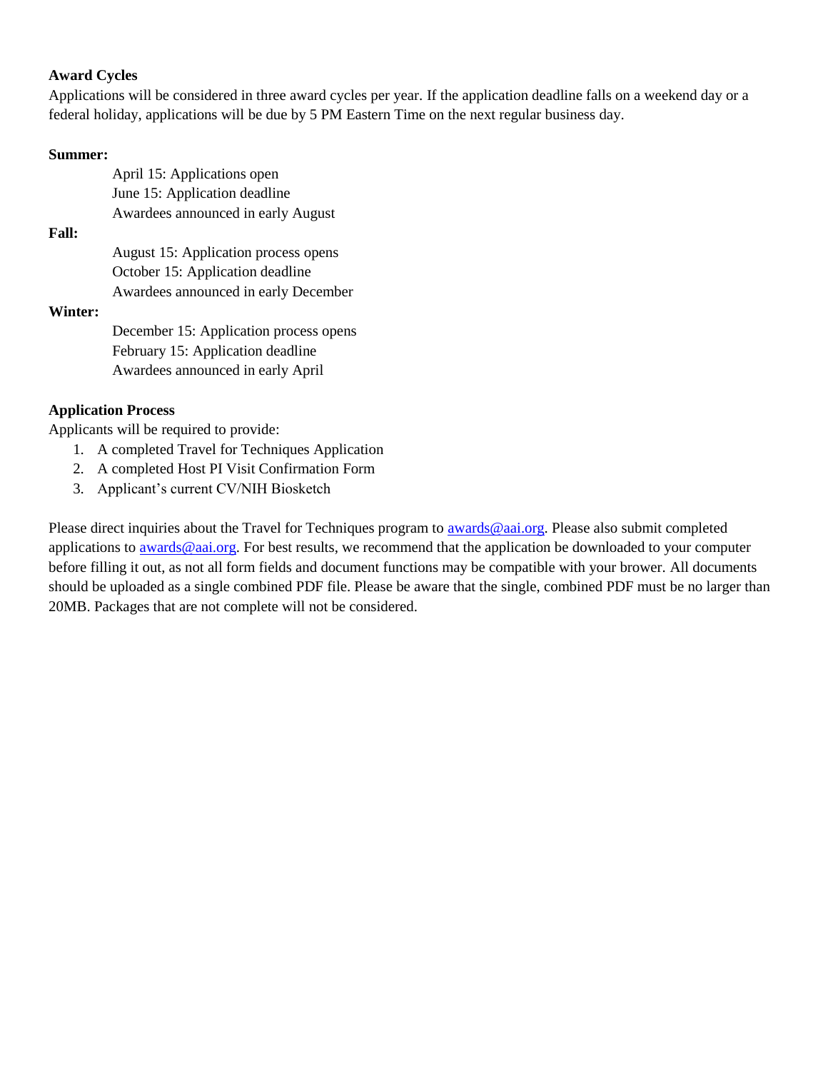**Award Cycles**

Applications will be considered in three award cycles per year. If the application deadline falls on a weekend day or a federal holiday, applications will be due by 5 PM Eastern Time on the next regular business day.

**Summer:**

April 15: Applications open
June 15: Application deadline
Awardees announced in early August

**Fall:**

August 15: Application process opens
October 15: Application deadline
Awardees announced in early December

**Winter:**

December 15: Application process opens
February 15: Application deadline
Awardees announced in early April

**Application Process**

Applicants will be required to provide:

1. A completed Travel for Techniques Application
2. A completed Host PI Visit Confirmation Form
3. Applicant's current CV/NIH Biosketch

Please direct inquiries about the Travel for Techniques program to [awards@aai.org](mailto:awards@aai.org). Please also submit completed applications to [awards@aai.org](mailto:awards@aai.org). For best results, we recommend that the application be downloaded to your computer before filling it out, as not all form fields and document functions may be compatible with your brower. All documents should be uploaded as a single combined PDF file. Please be aware that the single, combined PDF must be no larger than 20MB. Packages that are not complete will not be considered.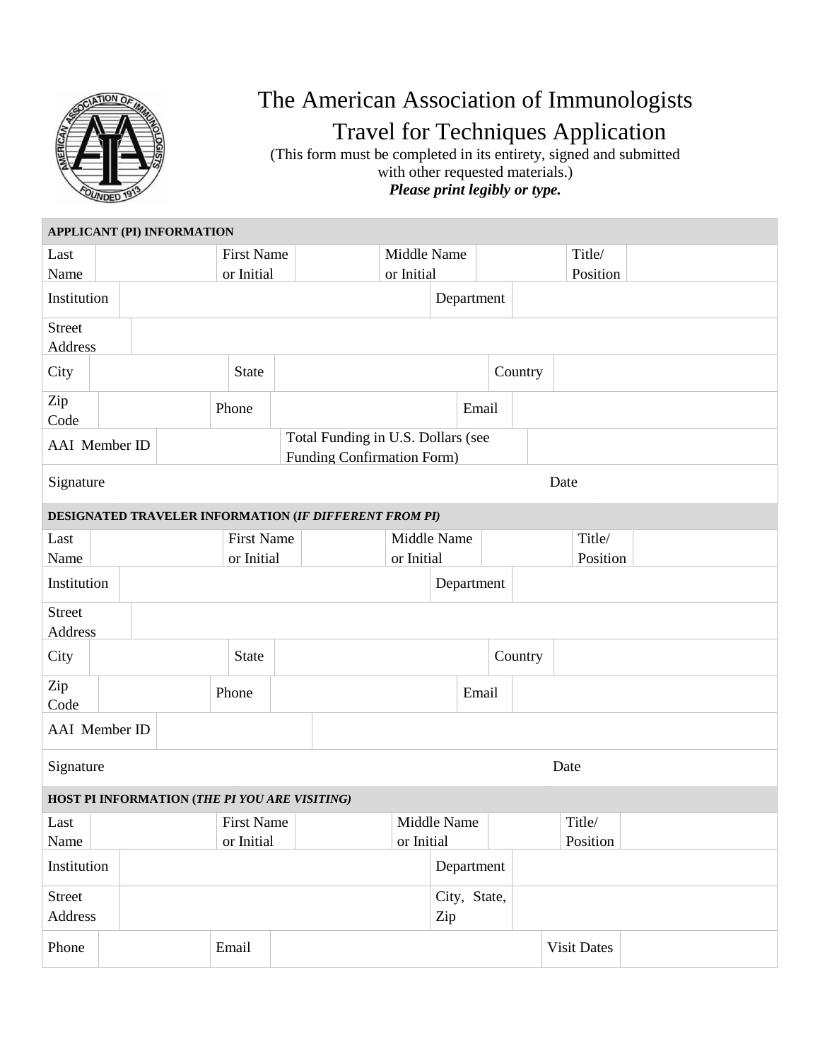# The American Association of Immunologists

## Travel for Techniques Application

(This form must be completed in its entirety, signed and submitted with other requested materials.)

***Please print legibly or type.***

| **APPLICANT (PI) INFORMATION** | | | | | | | |
|---|---|---|---|---|---|---|---|
| Last Name | | First Name or Initial | | Middle Name or Initial | | Title/ Position | |
| Institution | | | | Department | | | |
| Street Address | | | | | | | |
| City | | State | | Country | | | |
| Zip Code | | Phone | | Email | | | |
| AAI Member ID | | Total Funding in U.S. Dollars (see Funding Confirmation Form) | | | | | |
| Signature | | | | Date | | | |

| **DESIGNATED TRAVELER INFORMATION (*IF DIFFERENT FROM PI*)** | | | | | | | |
|---|---|---|---|---|---|---|---|
| Last Name | | First Name or Initial | | Middle Name or Initial | | Title/ Position | |
| Institution | | | | Department | | | |
| Street Address | | | | | | | |
| City | | State | | Country | | | |
| Zip Code | | Phone | | Email | | | |
| AAI Member ID | | | | | | | |
| Signature | | | | Date | | | |

| **HOST PI INFORMATION (*THE PI YOU ARE VISITING*)** | | | | | | | |
|---|---|---|---|---|---|---|---|
| Last Name | | First Name or Initial | | Middle Name or Initial | | Title/ Position | |
| Institution | | | | Department | | | |
| Street Address | | | | City, State, Zip | | | |
| Phone | | Email | | Visit Dates | | | |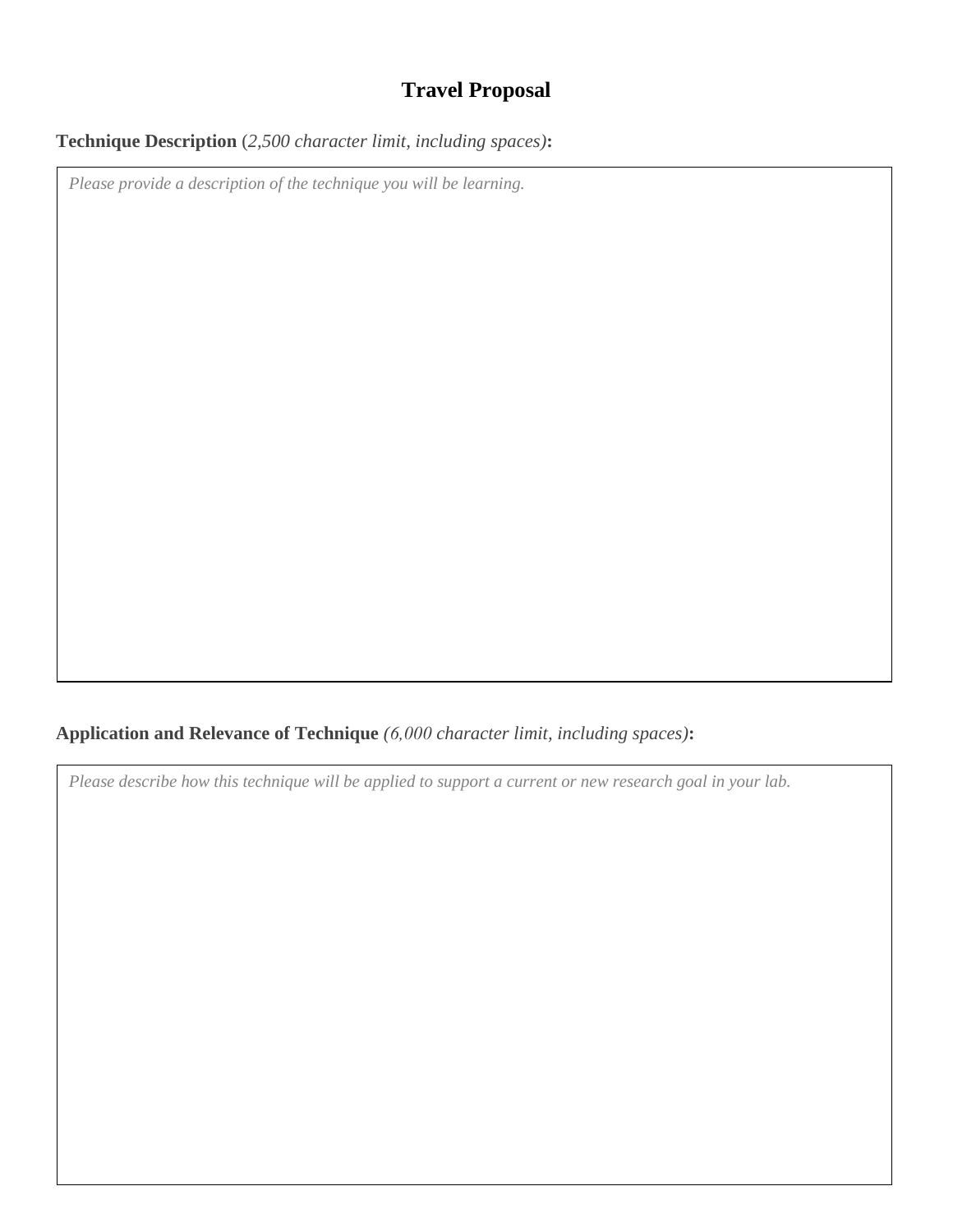# Travel Proposal

**Technique Description** (*2,500 character limit, including spaces*)**:**

*Please provide a description of the technique you will be learning.*

**Application and Relevance of Technique** *(6,000 character limit, including spaces)***:**

*Please describe how this technique will be applied to support a current or new research goal in your lab.*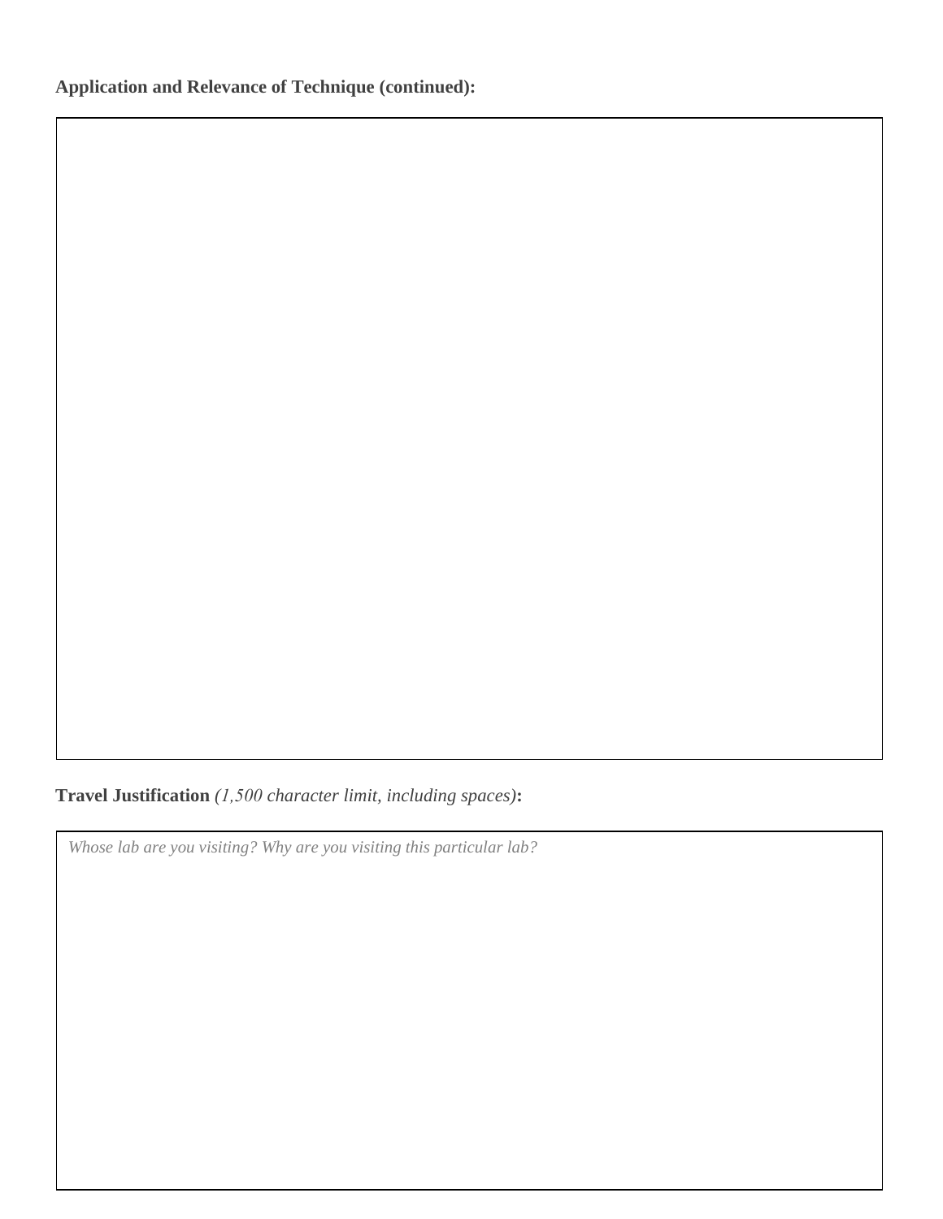**Application and Relevance of Technique (continued):**

**Travel Justification** *(1,500 character limit, including spaces)***:**

*Whose lab are you visiting? Why are you visiting this particular lab?*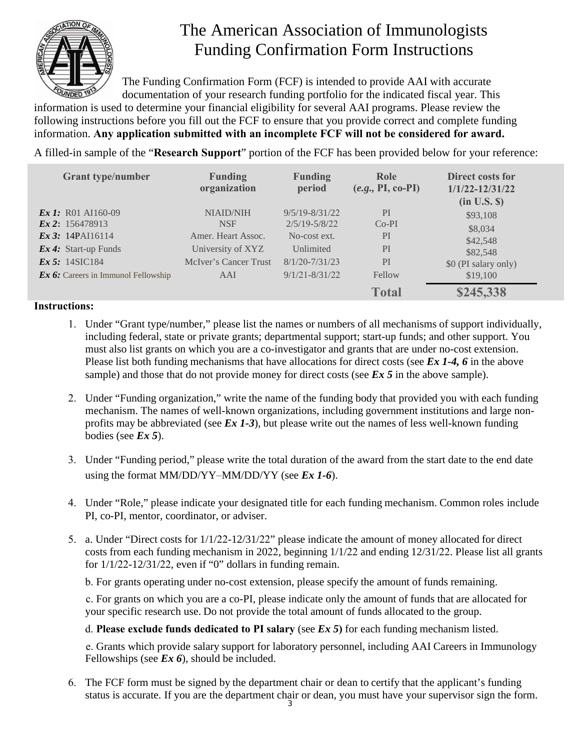# The American Association of Immunologists Funding Confirmation Form Instructions

The Funding Confirmation Form (FCF) is intended to provide AAI with accurate documentation of your research funding portfolio for the indicated fiscal year. This information is used to determine your financial eligibility for several AAI programs. Please review the following instructions before you fill out the FCF to ensure that you provide correct and complete funding information. **Any application submitted with an incomplete FCF will not be considered for award.**

A filled-in sample of the "**Research Support**" portion of the FCF has been provided below for your reference:

| Grant type/number | Funding organization | Funding period | Role (*e.g.,* PI, co-PI) | Direct costs for 1/1/22-12/31/22 (in U.S. $) |
|---|---|---|---|---|
| ***Ex 1:*** R01 AI160-09 | NIAID/NIH | 9/5/19-8/31/22 | PI | $93,108 |
| ***Ex 2:*** 156478913 | NSF | 2/5/19-5/8/22 | Co-PI | $8,034 |
| ***Ex 3:*** 14PAI16114 | Amer. Heart Assoc. | No-cost ext. | PI | $42,548 |
| ***Ex 4:*** Start-up Funds | University of XYZ | Unlimited | PI | $82,548 |
| ***Ex 5:*** 14SIC184 | McIver's Cancer Trust | 8/1/20-7/31/23 | PI | $0 (PI salary only) |
| ***Ex 6:*** Careers in Immunol Fellowship | AAI | 9/1/21-8/31/22 | Fellow | $19,100 |
| | | | **Total** | **$245,338** |

**Instructions:**

1. Under "Grant type/number," please list the names or numbers of all mechanisms of support individually, including federal, state or private grants; departmental support; start-up funds; and other support. You must also list grants on which you are a co-investigator and grants that are under no-cost extension. Please list both funding mechanisms that have allocations for direct costs (see ***Ex 1-4, 6*** in the above sample) and those that do not provide money for direct costs (see ***Ex 5*** in the above sample).

2. Under "Funding organization," write the name of the funding body that provided you with each funding mechanism. The names of well-known organizations, including government institutions and large non-profits may be abbreviated (see ***Ex 1-3***), but please write out the names of less well-known funding bodies (see ***Ex 5***).

3. Under "Funding period," please write the total duration of the award from the start date to the end date using the format MM/DD/YY–MM/DD/YY (see ***Ex 1-6***).

4. Under "Role," please indicate your designated title for each funding mechanism. Common roles include PI, co-PI, mentor, coordinator, or adviser.

5. a. Under "Direct costs for 1/1/22-12/31/22" please indicate the amount of money allocated for direct costs from each funding mechanism in 2022, beginning 1/1/22 and ending 12/31/22. Please list all grants for 1/1/22-12/31/22, even if "0" dollars in funding remain.

   b. For grants operating under no-cost extension, please specify the amount of funds remaining.

   c. For grants on which you are a co-PI, please indicate only the amount of funds that are allocated for your specific research use. Do not provide the total amount of funds allocated to the group.

   d. **Please exclude funds dedicated to PI salary** (see ***Ex 5***) for each funding mechanism listed.

   e. Grants which provide salary support for laboratory personnel, including AAI Careers in Immunology Fellowships (see ***Ex 6***), should be included.

6. The FCF form must be signed by the department chair or dean to certify that the applicant's funding status is accurate. If you are the department chair or dean, you must have your supervisor sign the form.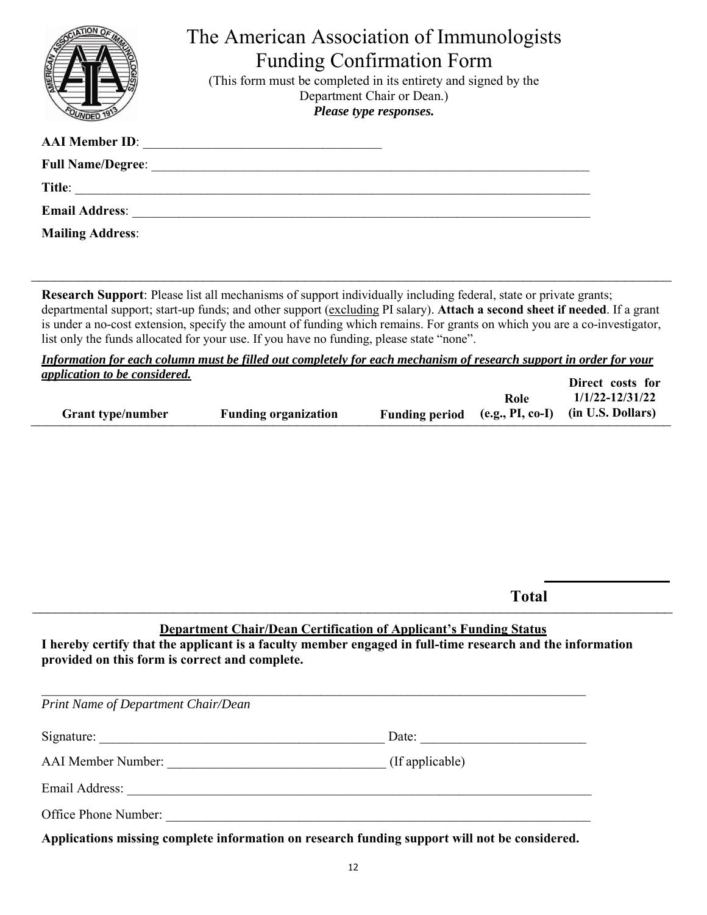# The American Association of Immunologists Funding Confirmation Form

(This form must be completed in its entirety and signed by the Department Chair or Dean.)

***Please type responses.***

**AAI Member ID**: ___________________________________

**Full Name/Degree**: ___________________________________

**Title**: ___________________________________

**Email Address**: ___________________________________

**Mailing Address**:

---

**Research Support**: Please list all mechanisms of support individually including federal, state or private grants; departmental support; start-up funds; and other support (excluding PI salary). **Attach a second sheet if needed**. If a grant is under a no-cost extension, specify the amount of funding which remains. For grants on which you are a co-investigator, list only the funds allocated for your use. If you have no funding, please state "none".

***Information for each column must be filled out completely for each mechanism of research support in order for your application to be considered.***

| Grant type/number | Funding organization | Funding period | Role (e.g., PI, co-I) | Direct costs for 1/1/22-12/31/22 (in U.S. Dollars) |
|---|---|---|---|---|
| | | | | |
| | | | **Total** | |

---

**Department Chair/Dean Certification of Applicant's Funding Status**

**I hereby certify that the applicant is a faculty member engaged in full-time research and the information provided on this form is correct and complete.**

___________________________________

*Print Name of Department Chair/Dean*

Signature: ___________________________________ Date: ___________________

AAI Member Number: ___________________________ (If applicable)

Email Address: ___________________________________

Office Phone Number: ___________________________________

**Applications missing complete information on research funding support will not be considered.**